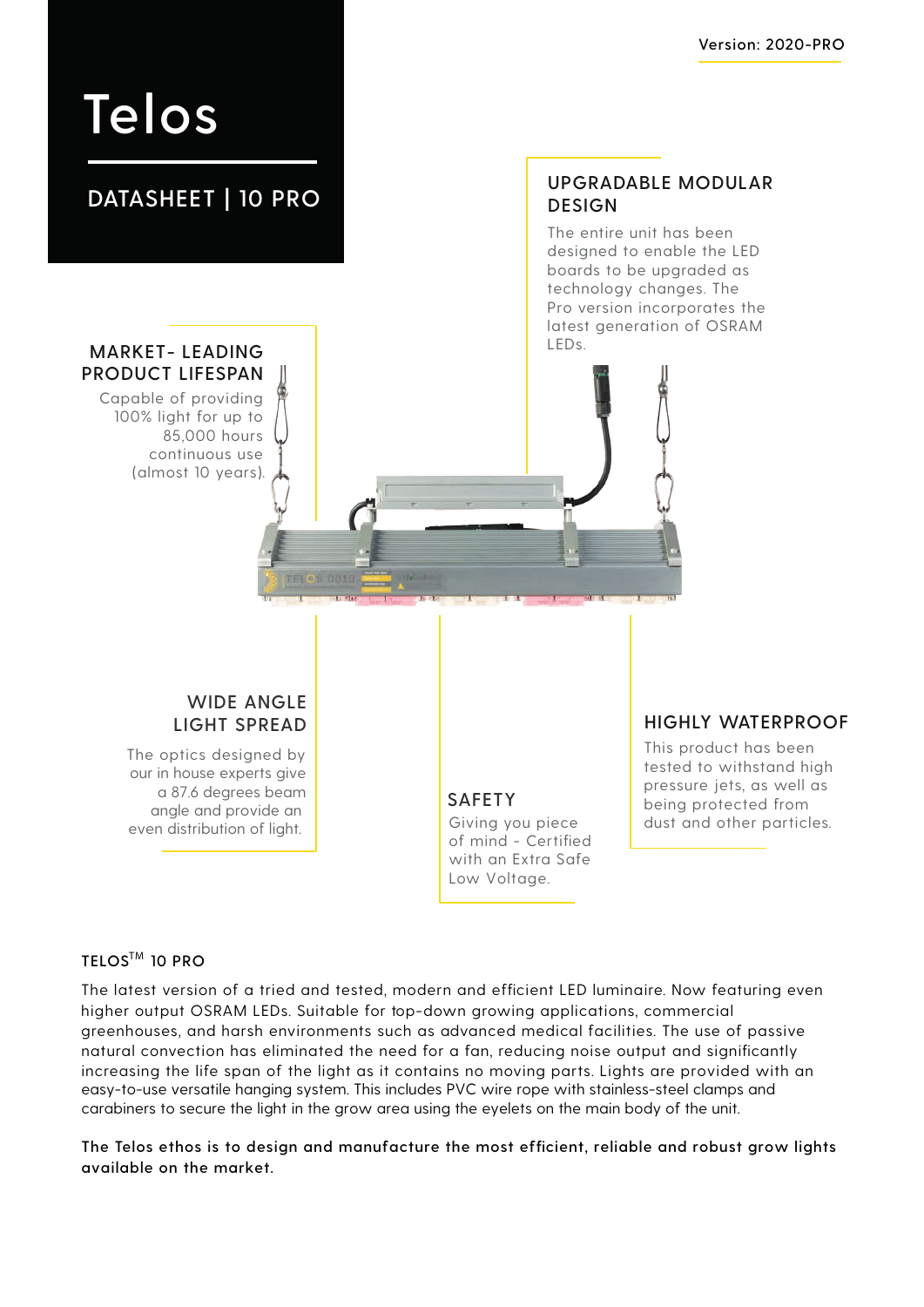Version: 2020-PRO

# Telos

## DATASHEET | 10 PRO

### UPGRADABLE MODULAR DESIGN

The entire unit has been designed to enable the LED boards to be upgraded as technology changes. The Pro version incorporates the latest generation of OSRAM LEDs.

### MARKET- LEADING PRODUCT LIFESPAN

Capable of providing 100% light for up to 85,000 hours continuous use (almost 10 years).

### WIDE ANGLE LIGHT SPREAD

The optics designed by our in house experts give a 87.6 degrees beam angle and provide an even distribution of light.

### SAFETY

Giving you piece of mind - Certified with an Extra Safe Low Voltage.

### HIGHLY WATERPROOF

This product has been tested to withstand high pressure jets, as well as being protected from dust and other particles.

### TELOS™ 10 PRO

The latest version of a tried and tested, modern and efficient LED luminaire. Now featuring even higher output OSRAM LEDs. Suitable for top-down growing applications, commercial greenhouses, and harsh environments such as advanced medical facilities. The use of passive natural convection has eliminated the need for a fan, reducing noise output and significantly increasing the life span of the light as it contains no moving parts. Lights are provided with an easy-to-use versatile hanging system. This includes PVC wire rope with stainless-steel clamps and carabiners to secure the light in the grow area using the eyelets on the main body of the unit.

The Telos ethos is to design and manufacture the most efficient, reliable and robust grow lights available on the market.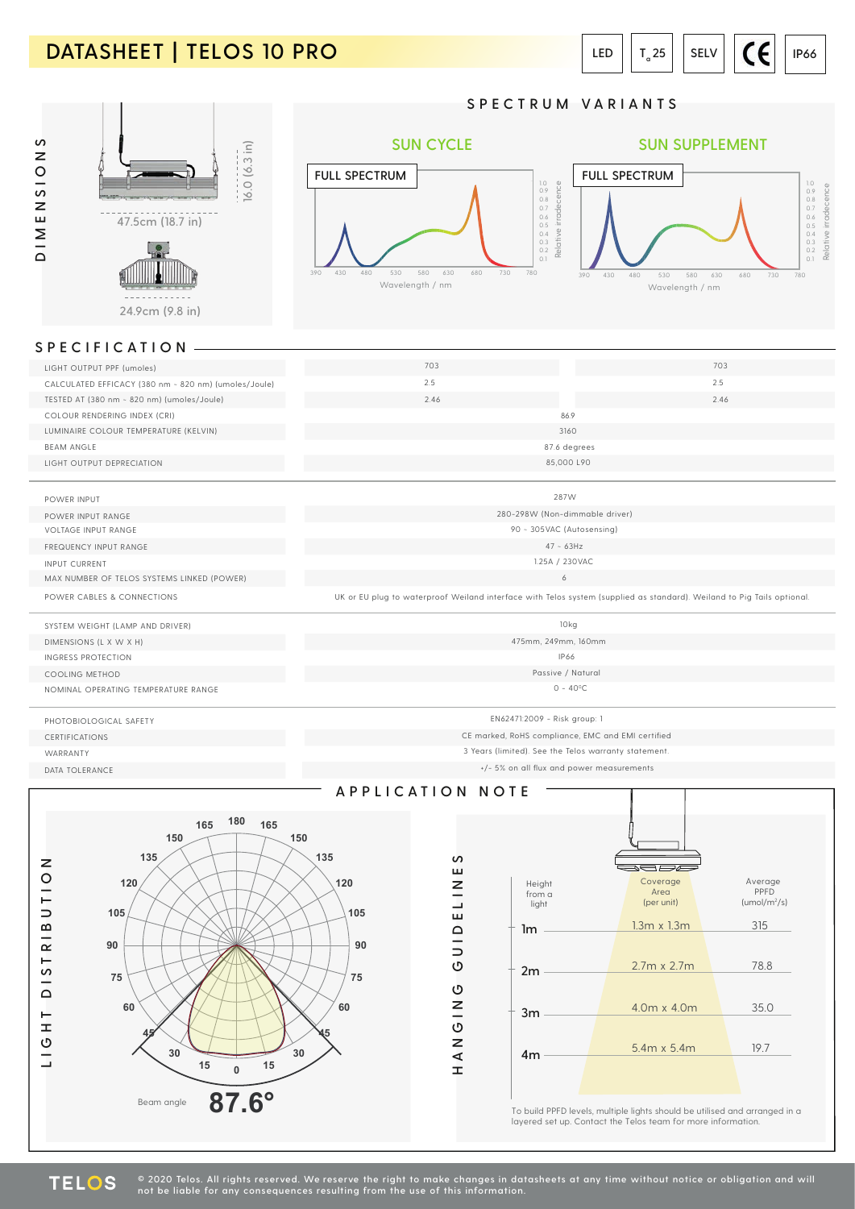# DATASHEET | TELOS 10 PRO

LED | $T_a$25 | SELV | CE | IP66

## DIMENSIONS

16.0 (6.3 in)

47.5cm (18.7 in)

24.9cm (9.8 in)

## SPECTRUM VARIANTS

### SUN CYCLE

FULL SPECTRUM

Relative irradecence

1.0 0.9 0.8 0.7 0.6 0.5 0.4 0.3 0.2 0.1

390 430 480 530 580 630 680 730 780

Wavelength / nm

### SUN SUPPLEMENT

FULL SPECTRUM

Relative irradecence

1.0 0.9 0.8 0.7 0.6 0.5 0.4 0.3 0.2 0.1

390 430 480 530 580 630 680 730 780

Wavelength / nm

## SPECIFICATION

| | | |
|---|---|---|
| LIGHT OUTPUT PPF (umoles) | 703 | 703 |
| CALCULATED EFFICACY (380 nm - 820 nm) (umoles/Joule) | 2.5 | 2.5 |
| TESTED AT (380 nm - 820 nm) (umoles/Joule) | 2.46 | 2.46 |
| COLOUR RENDERING INDEX (CRI) | 86.9 | |
| LUMINAIRE COLOUR TEMPERATURE (KELVIN) | 3160 | |
| BEAM ANGLE | 87.6 degrees | |
| LIGHT OUTPUT DEPRECIATION | 85,000 L90 | |
| POWER INPUT | 287W | |
| POWER INPUT RANGE | 280-298W (Non-dimmable driver) | |
| VOLTAGE INPUT RANGE | 90 - 305VAC (Autosensing) | |
| FREQUENCY INPUT RANGE | 47 - 63Hz | |
| INPUT CURRENT | 1.25A / 230VAC | |
| MAX NUMBER OF TELOS SYSTEMS LINKED (POWER) | 6 | |
| POWER CABLES & CONNECTIONS | UK or EU plug to waterproof Weiland interface with Telos system (supplied as standard). Weiland to Pig Tails optional. | |
| SYSTEM WEIGHT (LAMP AND DRIVER) | 10kg | |
| DIMENSIONS (L X W X H) | 475mm, 249mm, 160mm | |
| INGRESS PROTECTION | IP66 | |
| COOLING METHOD | Passive / Natural | |
| NOMINAL OPERATING TEMPERATURE RANGE | 0 - 40°C | |
| PHOTOBIOLOGICAL SAFETY | EN62471:2009 - Risk group: 1 | |
| CERTIFICATIONS | CE marked, RoHS compliance, EMC and EMI certified | |
| WARRANTY | 3 Years (limited). See the Telos warranty statement. | |
| DATA TOLERANCE | +/- 5% on all flux and power measurements | |

## APPLICATION NOTE

### LIGHT DISTRIBUTION

180 165 150 135 120 105 90 75 60 45 30 15 0

Beam angle **87.6°**

### HANGING GUIDELINES

| Height from a light | Coverage Area (per unit) | Average PPFD (umol/m²/s) |
|---|---|---|
| 1m | 1.3m x 1.3m | 315 |
| 2m | 2.7m x 2.7m | 78.8 |
| 3m | 4.0m x 4.0m | 35.0 |
| 4m | 5.4m x 5.4m | 19.7 |

To build PPFD levels, multiple lights should be utilised and arranged in a layered set up. Contact the Telos team for more information.

TELOS © 2020 Telos. All rights reserved. We reserve the right to make changes in datasheets at any time without notice or obligation and will not be liable for any consequences resulting from the use of this information.